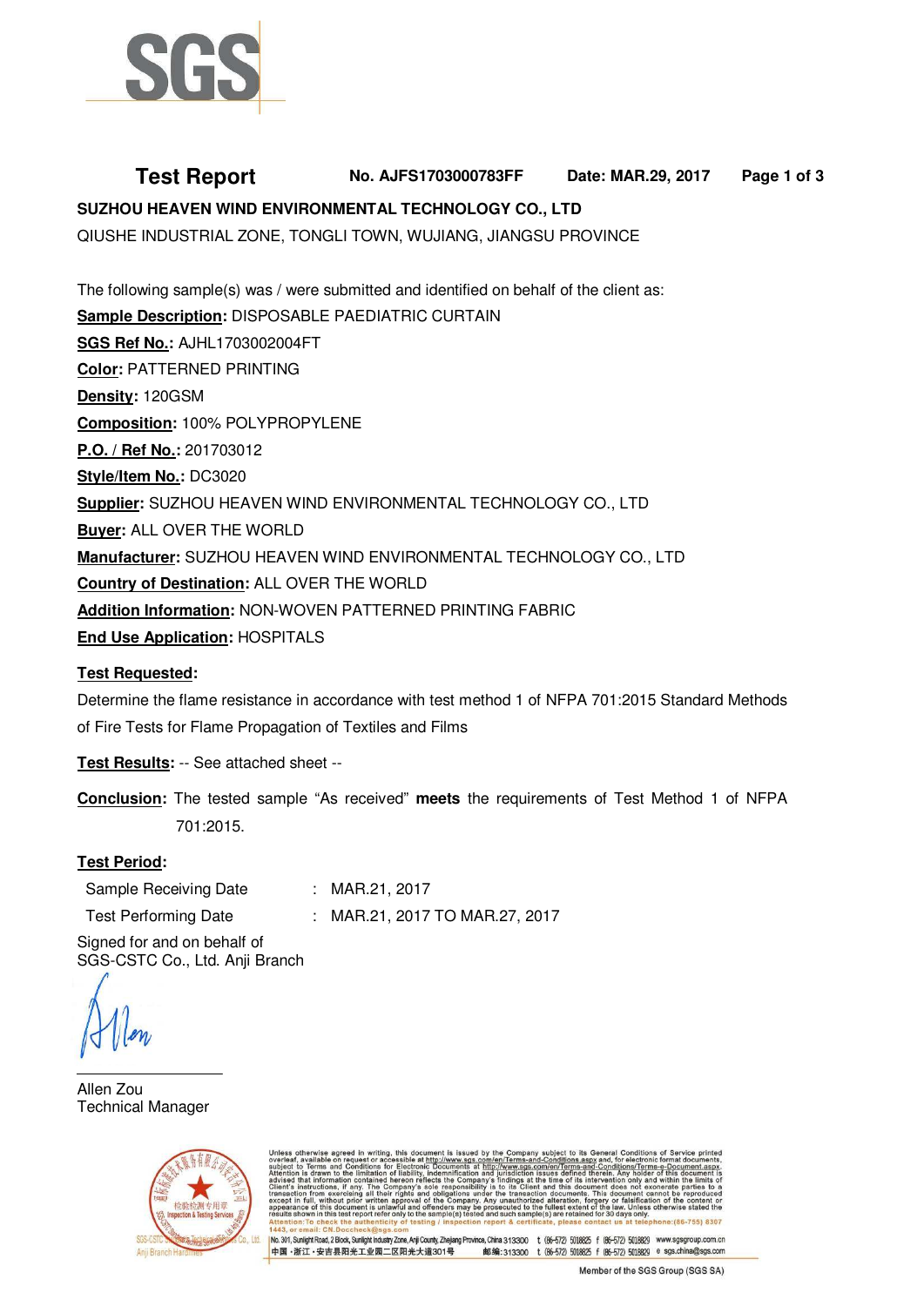# Test Report

**No. AJFS1703000783FF** **Date: MAR.29, 2017**

**SUZHOU HEAVEN WIND ENVIRONMENTAL TECHNOLOGY CO., LTD**

QIUSHE INDUSTRIAL ZONE, TONGLI TOWN, WUJIANG, JIANGSU PROVINCE

The following sample(s) was / were submitted and identified on behalf of the client as:

**Sample Description:** DISPOSABLE PAEDIATRIC CURTAIN
**SGS Ref No.:** AJHL1703002004FT
**Color:** PATTERNED PRINTING
**Density:** 120GSM
**Composition:** 100% POLYPROPYLENE
**P.O. / Ref No.:** 201703012
**Style/Item No.:** DC3020
**Supplier:** SUZHOU HEAVEN WIND ENVIRONMENTAL TECHNOLOGY CO., LTD
**Buyer:** ALL OVER THE WORLD
**Manufacturer:** SUZHOU HEAVEN WIND ENVIRONMENTAL TECHNOLOGY CO., LTD
**Country of Destination:** ALL OVER THE WORLD
**Addition Information:** NON-WOVEN PATTERNED PRINTING FABRIC
**End Use Application:** HOSPITALS

**Test Requested:**

Determine the flame resistance in accordance with test method 1 of NFPA 701:2015 Standard Methods of Fire Tests for Flame Propagation of Textiles and Films

**Test Results:** -- See attached sheet --

**Conclusion:** The tested sample "As received" **meets** the requirements of Test Method 1 of NFPA 701:2015.

**Test Period:**

| | | |
|---|---|---|
| Sample Receiving Date | : | MAR.21, 2017 |
| Test Performing Date | : | MAR.21, 2017 TO MAR.27, 2017 |

Signed for and on behalf of
SGS-CSTC Co., Ltd. Anji Branch

Allen Zou
Technical Manager

Unless otherwise agreed in writing, this document is issued by the Company subject to its General Conditions of Service printed overleaf, available on request or accessible at http://www.sgs.com/en/Terms-and-Conditions.aspx and, for electronic format documents, subject to Terms and Conditions for Electronic Documents at http://www.sgs.com/en/Terms-and-Conditions/Terms-e-Document.aspx. Attention is drawn to the limitation of liability, indemnification and jurisdiction issues defined therein. Any holder of this document is advised that information contained hereon reflects the Company's findings at the time of its intervention only and within the limits of Client's instructions, if any. The Company's sole responsibility is to its Client and this document does not exonerate parties to a transaction from exercising all their rights and obligations under the transaction documents. This document cannot be reproduced except in full, without prior written approval of the Company. Any unauthorized alteration, forgery or falsification of the content or appearance of this document is unlawful and offenders may be prosecuted to the fullest extent of the law. Unless otherwise stated the results shown in this test report refer only to the sample(s) tested and such sample(s) are retained for 30 days only.
Attention: To check the authenticity of testing / inspection report & certificate, please contact us at telephone:(86-755) 8307 1443, or email: CN.Doccheck@sgs.com

No. 301, Sunlight Road, 2 Block, Sunlight Industry Zone, Anji County, Zhejiang Province, China 313300 t (86-572) 5018825 f (86-572) 5018829 www.sgsgroup.com.cn
中国・浙江・安吉县阳光工业园二区阳光大道301号 邮编:313300 t (86-572) 5018825 f (86-572) 5018829 e sgs.china@sgs.com

Member of the SGS Group (SGS SA)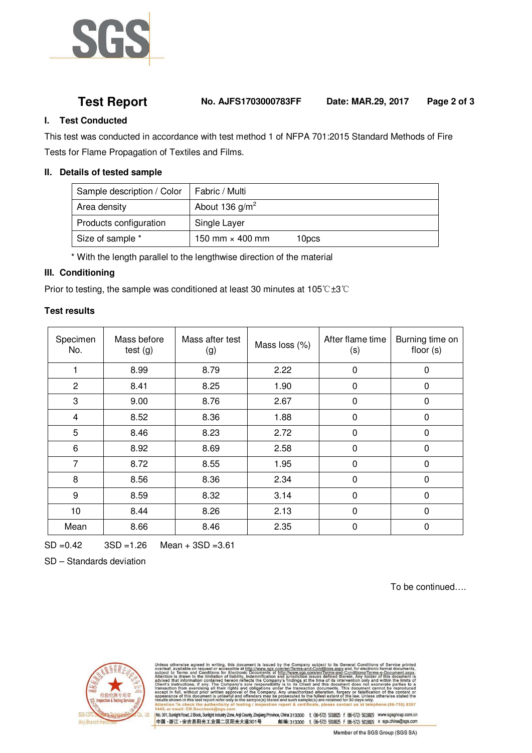# Test Report

**No. AJFS1703000783FF** **Date: MAR.29, 2017**

## I. Test Conducted

This test was conducted in accordance with test method 1 of NFPA 701:2015 Standard Methods of Fire Tests for Flame Propagation of Textiles and Films.

## II. Details of tested sample

| Sample description / Color | Fabric / Multi |
|---|---|
| Area density | About 136 g/m$^2$ |
| Products configuration | Single Layer |
| Size of sample * | 150 mm × 400 mm 10pcs |

\* With the length parallel to the lengthwise direction of the material

## III. Conditioning

Prior to testing, the sample was conditioned at least 30 minutes at 105℃±3℃

**Test results**

| Specimen No. | Mass before test (g) | Mass after test (g) | Mass loss (%) | After flame time (s) | Burning time on floor (s) |
|---|---|---|---|---|---|
| 1 | 8.99 | 8.79 | 2.22 | 0 | 0 |
| 2 | 8.41 | 8.25 | 1.90 | 0 | 0 |
| 3 | 9.00 | 8.76 | 2.67 | 0 | 0 |
| 4 | 8.52 | 8.36 | 1.88 | 0 | 0 |
| 5 | 8.46 | 8.23 | 2.72 | 0 | 0 |
| 6 | 8.92 | 8.69 | 2.58 | 0 | 0 |
| 7 | 8.72 | 8.55 | 1.95 | 0 | 0 |
| 8 | 8.56 | 8.36 | 2.34 | 0 | 0 |
| 9 | 8.59 | 8.32 | 3.14 | 0 | 0 |
| 10 | 8.44 | 8.26 | 2.13 | 0 | 0 |
| Mean | 8.66 | 8.46 | 2.35 | 0 | 0 |

SD =0.42 3SD =1.26 Mean + 3SD =3.61

SD – Standards deviation

To be continued….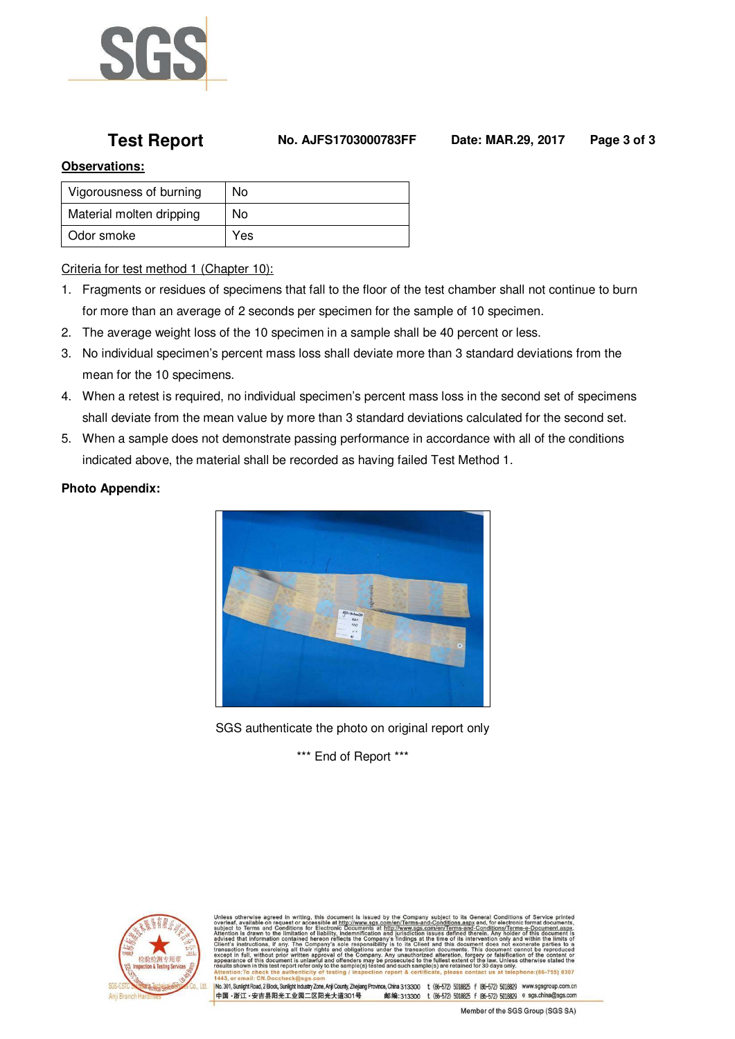# Test Report

No. AJFS1703000783FF    Date: MAR.29, 2017

**Observations:**

| | |
|---|---|
| Vigorousness of burning | No |
| Material molten dripping | No |
| Odor smoke | Yes |

Criteria for test method 1 (Chapter 10):

1. Fragments or residues of specimens that fall to the floor of the test chamber shall not continue to burn for more than an average of 2 seconds per specimen for the sample of 10 specimen.
2. The average weight loss of the 10 specimen in a sample shall be 40 percent or less.
3. No individual specimen's percent mass loss shall deviate more than 3 standard deviations from the mean for the 10 specimens.
4. When a retest is required, no individual specimen's percent mass loss in the second set of specimens shall deviate from the mean value by more than 3 standard deviations calculated for the second set.
5. When a sample does not demonstrate passing performance in accordance with all of the conditions indicated above, the material shall be recorded as having failed Test Method 1.

**Photo Appendix:**

SGS authenticate the photo on original report only

*** End of Report ***